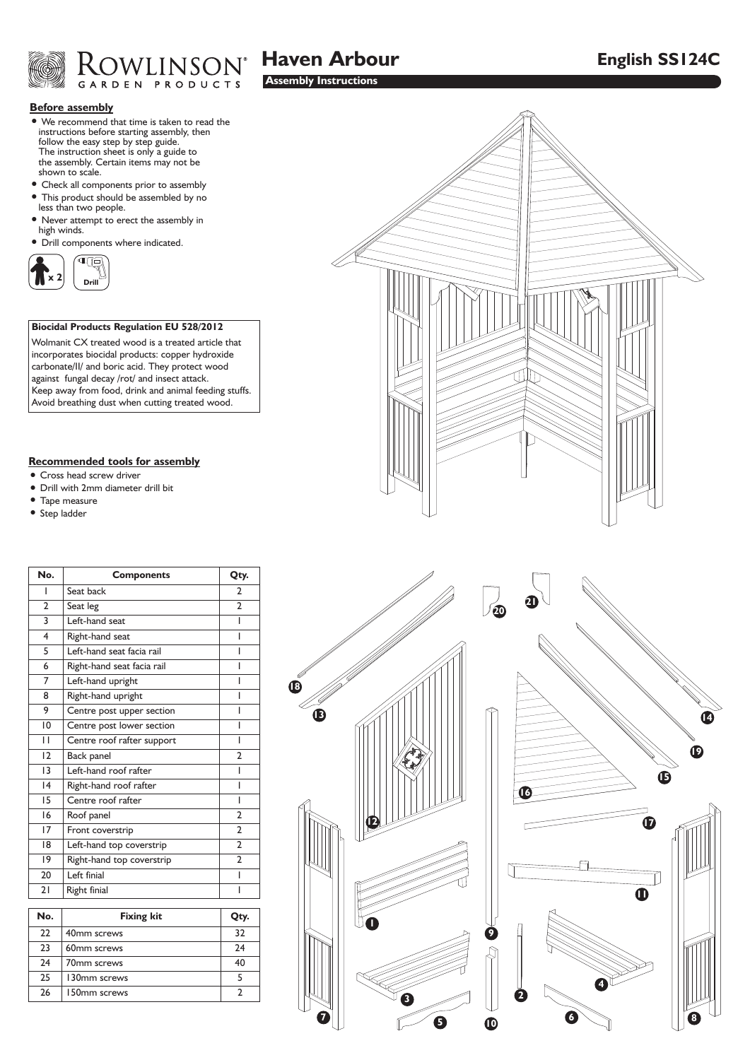# Rowlinson Garden Products — Haven Arbour

**English SS124C**

**Assembly Instructions**

## Before assembly

- We recommend that time is taken to read the instructions before starting assembly, then follow the easy step by step guide. The instruction sheet is only a guide to the assembly. Certain items may not be shown to scale.
- Check all components prior to assembly
- This product should be assembled by no less than two people.
- Never attempt to erect the assembly in high winds.
- Drill components where indicated.

x 2 Drill

**Biocidal Products Regulation EU 528/2012**

Wolmanit CX treated wood is a treated article that incorporates biocidal products: copper hydroxide carbonate/II/ and boric acid. They protect wood against fungal decay /rot/ and insect attack. Keep away from food, drink and animal feeding stuffs. Avoid breathing dust when cutting treated wood.

## Recommended tools for assembly

- Cross head screw driver
- Drill with 2mm diameter drill bit
- Tape measure
- Step ladder

| No. | Components | Qty. |
|---|---|---|
| 1 | Seat back | 2 |
| 2 | Seat leg | 2 |
| 3 | Left-hand seat | 1 |
| 4 | Right-hand seat | 1 |
| 5 | Left-hand seat facia rail | 1 |
| 6 | Right-hand seat facia rail | 1 |
| 7 | Left-hand upright | 1 |
| 8 | Right-hand upright | 1 |
| 9 | Centre post upper section | 1 |
| 10 | Centre post lower section | 1 |
| 11 | Centre roof rafter support | 1 |
| 12 | Back panel | 2 |
| 13 | Left-hand roof rafter | 1 |
| 14 | Right-hand roof rafter | 1 |
| 15 | Centre roof rafter | 1 |
| 16 | Roof panel | 2 |
| 17 | Front coverstrip | 2 |
| 18 | Left-hand top coverstrip | 2 |
| 19 | Right-hand top coverstrip | 2 |
| 20 | Left finial | 1 |
| 21 | Right finial | 1 |

| No. | Fixing kit | Qty. |
|---|---|---|
| 22 | 40mm screws | 32 |
| 23 | 60mm screws | 24 |
| 24 | 70mm screws | 40 |
| 25 | 130mm screws | 5 |
| 26 | 150mm screws | 2 |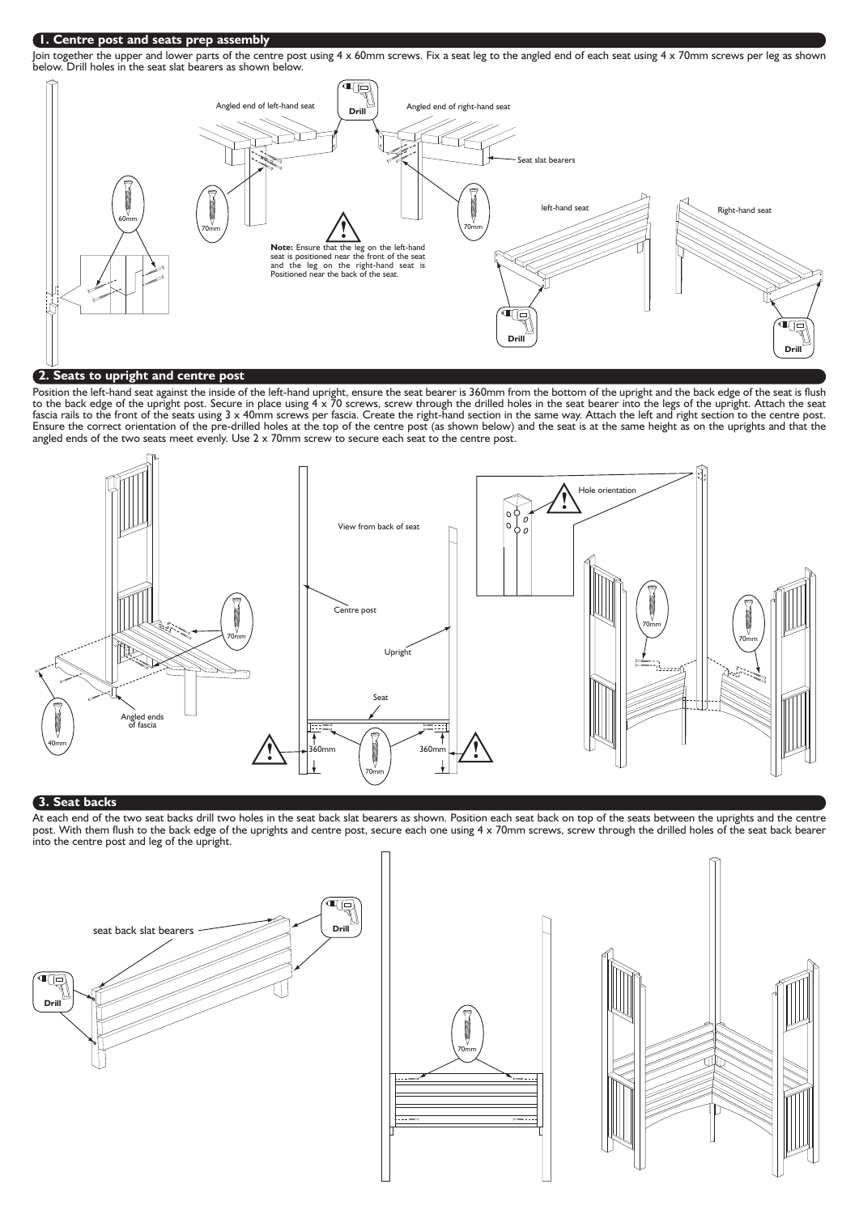## 1. Centre post and seats prep assembly

Join together the upper and lower parts of the centre post using 4 x 60mm screws. Fix a seat leg to the angled end of each seat using 4 x 70mm screws per leg as shown below. Drill holes in the seat slat bearers as shown below.

60mm

Angled end of left-hand seat

Drill

Angled end of right-hand seat

Seat slat bearers

70mm

70mm

**Note:** Ensure that the leg on the left-hand seat is positioned near the front of the seat and the leg on the right-hand seat is Positioned near the back of the seat.

left-hand seat

Right-hand seat

Drill

Drill

## 2. Seats to upright and centre post

Position the left-hand seat against the inside of the left-hand upright, ensure the seat bearer is 360mm from the bottom of the upright and the back edge of the seat is flush to the back edge of the upright post. Secure in place using 4 x 70 screws, screw through the drilled holes in the seat bearer into the legs of the upright. Attach the seat fascia rails to the front of the seats using 3 x 40mm screws per fascia. Create the right-hand section in the same way. Attach the left and right section to the centre post. Ensure the correct orientation of the pre-drilled holes at the top of the centre post (as shown below) and the seat is at the same height as on the uprights and that the angled ends of the two seats meet evenly. Use 2 x 70mm screw to secure each seat to the centre post.

70mm

40mm

Angled ends of fascia

View from back of seat

Centre post

Upright

Seat

360mm

360mm

70mm

Hole orientation

70mm

70mm

## 3. Seat backs

At each end of the two seat backs drill two holes in the seat back slat bearers as shown. Position each seat back on top of the seats between the uprights and the centre post. With them flush to the back edge of the uprights and centre post, secure each one using 4 x 70mm screws, screw through the drilled holes of the seat back bearer into the centre post and leg of the upright.

seat back slat bearers

Drill

Drill

70mm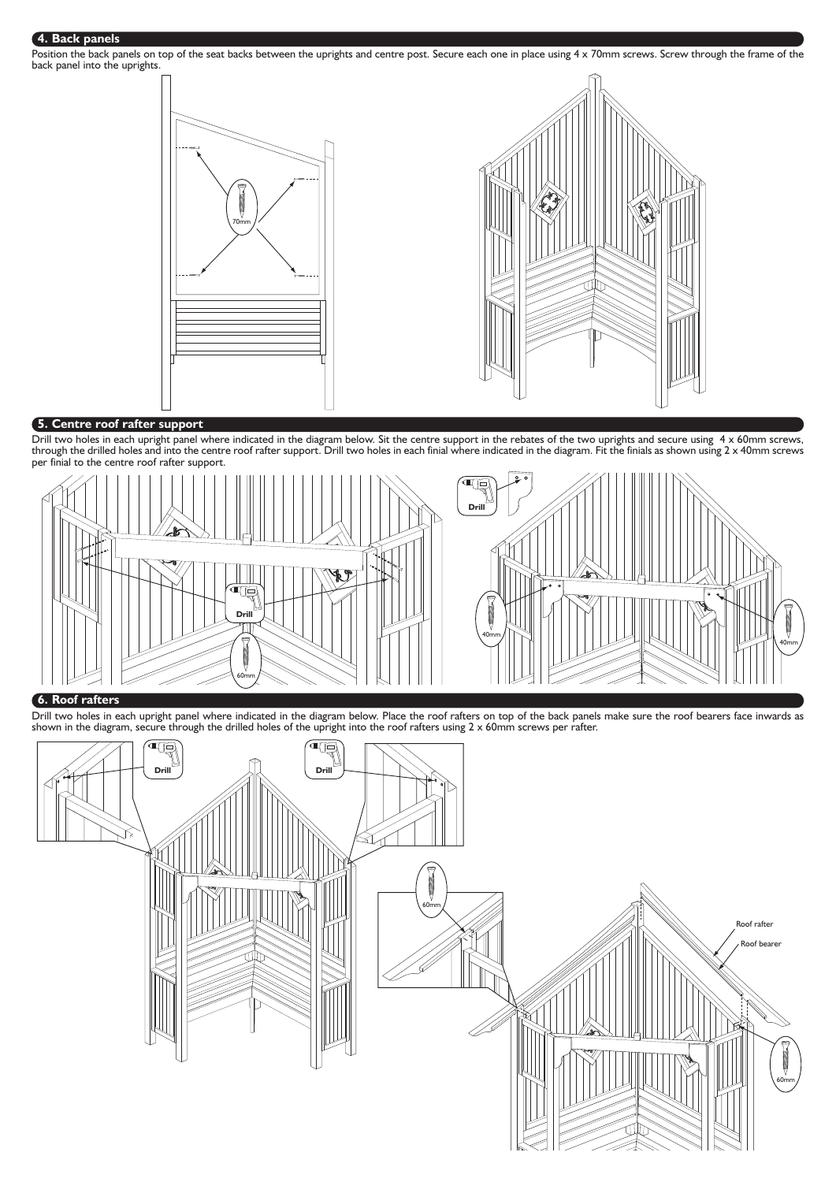## 4. Back panels

Position the back panels on top of the seat backs between the uprights and centre post. Secure each one in place using 4 x 70mm screws. Screw through the frame of the back panel into the uprights.

70mm

## 5. Centre roof rafter support

Drill two holes in each upright panel where indicated in the diagram below. Sit the centre support in the rebates of the two uprights and secure using 4 x 60mm screws, through the drilled holes and into the centre roof rafter support. Drill two holes in each finial where indicated in the diagram. Fit the finials as shown using 2 x 40mm screws per finial to the centre roof rafter support.

Drill

60mm

Drill

40mm

40mm

## 6. Roof rafters

Drill two holes in each upright panel where indicated in the diagram below. Place the roof rafters on top of the back panels make sure the roof bearers face inwards as shown in the diagram, secure through the drilled holes of the upright into the roof rafters using 2 x 60mm screws per rafter.

Drill

Drill

60mm

Roof rafter

Roof bearer

60mm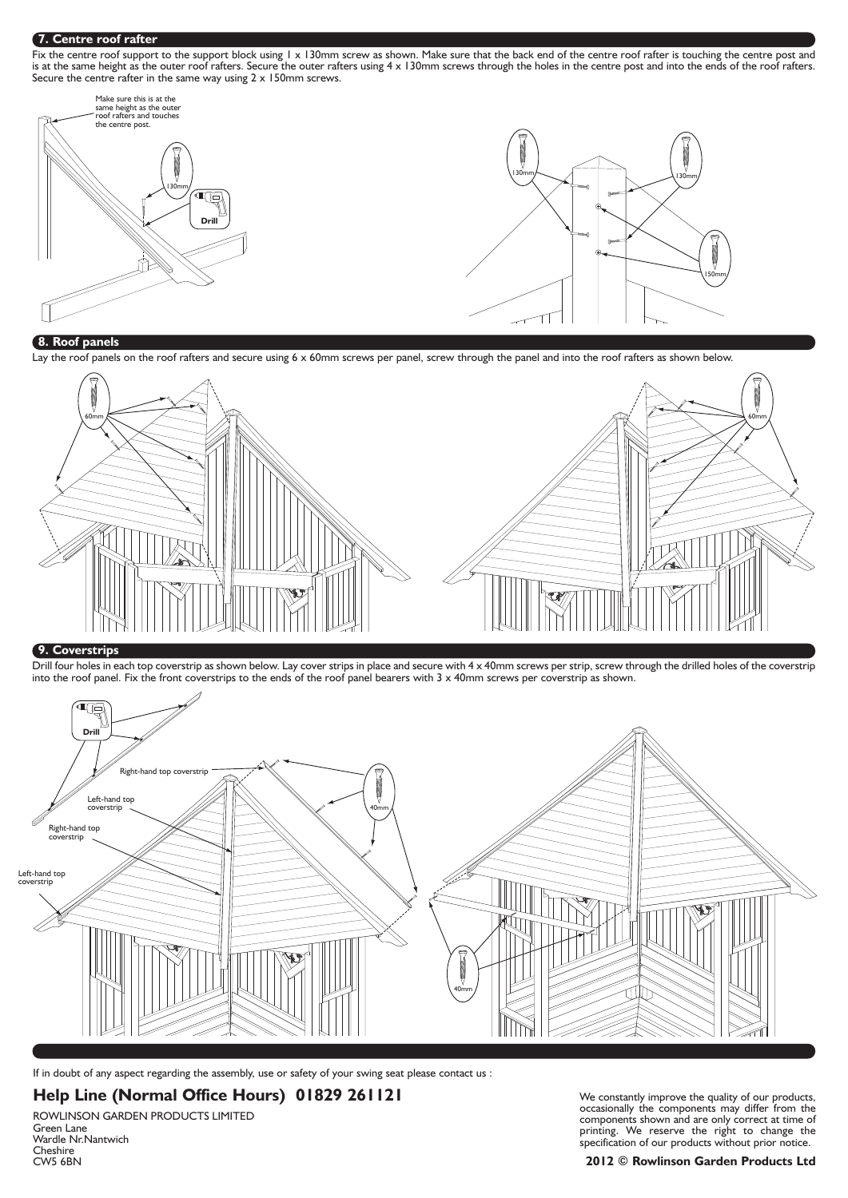## 7. Centre roof rafter

Fix the centre roof support to the support block using 1 x 130mm screw as shown. Make sure that the back end of the centre roof rafter is touching the centre post and is at the same height as the outer roof rafters. Secure the outer rafters using 4 x 130mm screws through the holes in the centre post and into the ends of the roof rafters. Secure the centre rafter in the same way using 2 x 150mm screws.

Make sure this is at the same height as the outer roof rafters and touches the centre post.

130mm

Drill

130mm

130mm

150mm

## 8. Roof panels

Lay the roof panels on the roof rafters and secure using 6 x 60mm screws per panel, screw through the panel and into the roof rafters as shown below.

60mm

60mm

## 9. Coverstrips

Drill four holes in each top coverstrip as shown below. Lay cover strips in place and secure with 4 x 40mm screws per strip, screw through the drilled holes of the coverstrip into the roof panel. Fix the front coverstrips to the ends of the roof panel bearers with 3 x 40mm screws per coverstrip as shown.

Drill

Right-hand top coverstrip

Left-hand top coverstrip

Right-hand top coverstrip

Left-hand top coverstrip

40mm

40mm

If in doubt of any aspect regarding the assembly, use or safety of your swing seat please contact us :

## Help Line (Normal Office Hours) 01829 261121

ROWLINSON GARDEN PRODUCTS LIMITED
Green Lane
Wardle Nr.Nantwich
Cheshire
CW5 6BN

We constantly improve the quality of our products, occasionally the components may differ from the components shown and are only correct at time of printing. We reserve the right to change the specification of our products without prior notice.

**2012 © Rowlinson Garden Products Ltd**